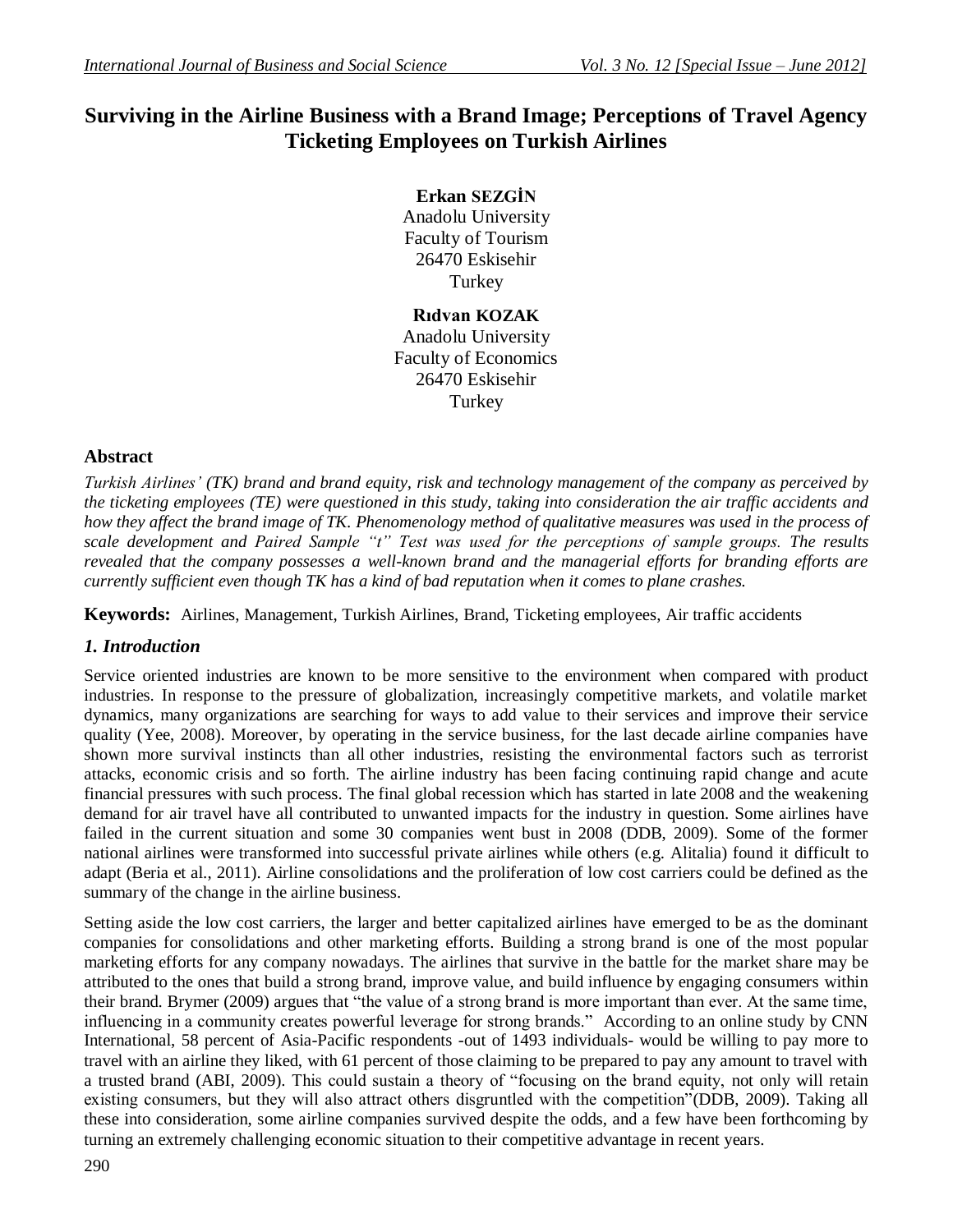# Surviving in the Airline Business with a Brand Image; Perceptions of Travel Agency Ticketing Employees on Turkish Airlines

**Erkan SEZGİN**
Anadolu University
Faculty of Tourism
26470 Eskisehir
Turkey

**Rıdvan KOZAK**
Anadolu University
Faculty of Economics
26470 Eskisehir
Turkey

## Abstract

*Turkish Airlines' (TK) brand and brand equity, risk and technology management of the company as perceived by the ticketing employees (TE) were questioned in this study, taking into consideration the air traffic accidents and how they affect the brand image of TK. Phenomenology method of qualitative measures was used in the process of scale development and Paired Sample "t" Test was used for the perceptions of sample groups. The results revealed that the company possesses a well-known brand and the managerial efforts for branding efforts are currently sufficient even though TK has a kind of bad reputation when it comes to plane crashes.*

**Keywords:** Airlines, Management, Turkish Airlines, Brand, Ticketing employees, Air traffic accidents

## *1. Introduction*

Service oriented industries are known to be more sensitive to the environment when compared with product industries. In response to the pressure of globalization, increasingly competitive markets, and volatile market dynamics, many organizations are searching for ways to add value to their services and improve their service quality (Yee, 2008). Moreover, by operating in the service business, for the last decade airline companies have shown more survival instincts than all other industries, resisting the environmental factors such as terrorist attacks, economic crisis and so forth. The airline industry has been facing continuing rapid change and acute financial pressures with such process. The final global recession which has started in late 2008 and the weakening demand for air travel have all contributed to unwanted impacts for the industry in question. Some airlines have failed in the current situation and some 30 companies went bust in 2008 (DDB, 2009). Some of the former national airlines were transformed into successful private airlines while others (e.g. Alitalia) found it difficult to adapt (Beria et al., 2011). Airline consolidations and the proliferation of low cost carriers could be defined as the summary of the change in the airline business.

Setting aside the low cost carriers, the larger and better capitalized airlines have emerged to be as the dominant companies for consolidations and other marketing efforts. Building a strong brand is one of the most popular marketing efforts for any company nowadays. The airlines that survive in the battle for the market share may be attributed to the ones that build a strong brand, improve value, and build influence by engaging consumers within their brand. Brymer (2009) argues that "the value of a strong brand is more important than ever. At the same time, influencing in a community creates powerful leverage for strong brands." According to an online study by CNN International, 58 percent of Asia-Pacific respondents -out of 1493 individuals- would be willing to pay more to travel with an airline they liked, with 61 percent of those claiming to be prepared to pay any amount to travel with a trusted brand (ABI, 2009). This could sustain a theory of "focusing on the brand equity, not only will retain existing consumers, but they will also attract others disgruntled with the competition"(DDB, 2009). Taking all these into consideration, some airline companies survived despite the odds, and a few have been forthcoming by turning an extremely challenging economic situation to their competitive advantage in recent years.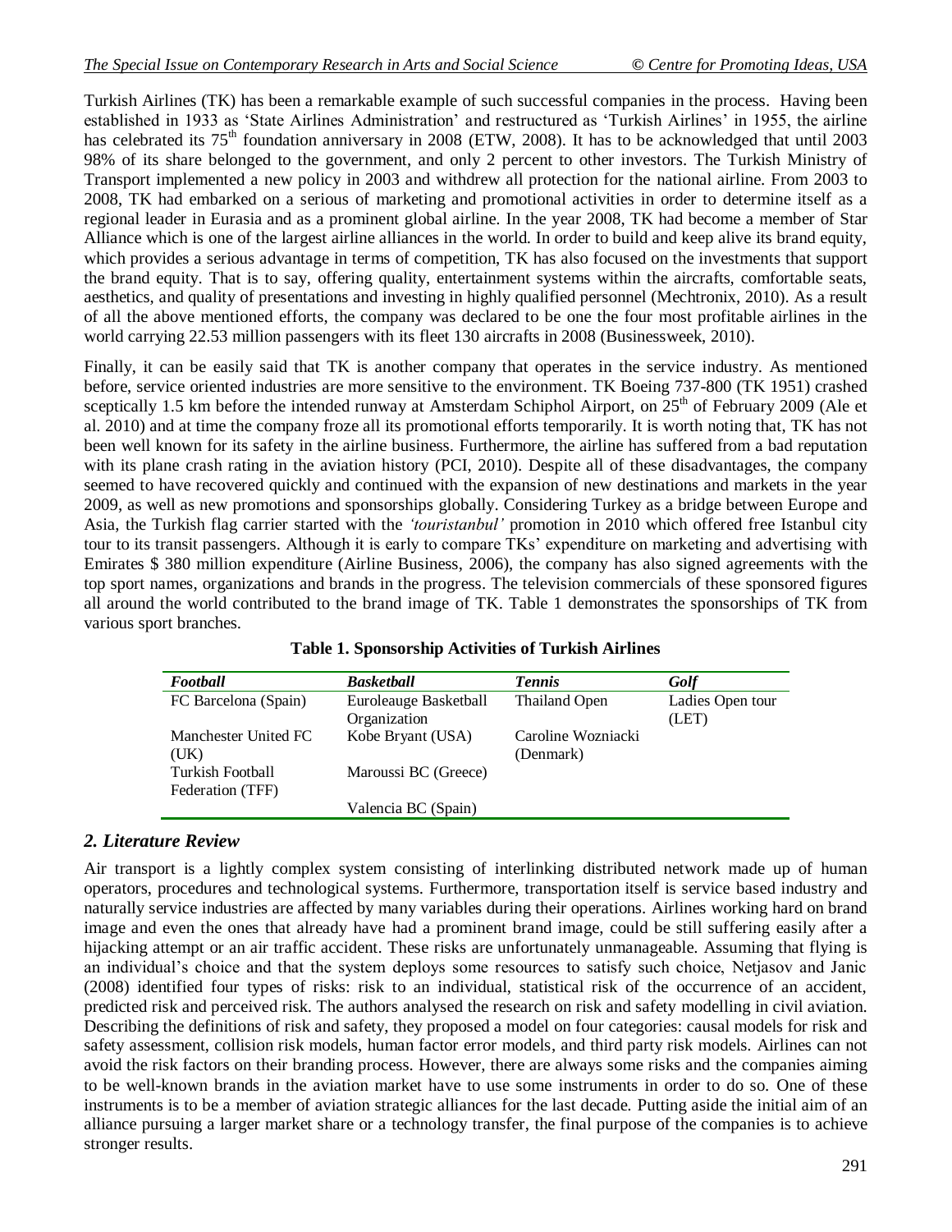Turkish Airlines (TK) has been a remarkable example of such successful companies in the process. Having been established in 1933 as 'State Airlines Administration' and restructured as 'Turkish Airlines' in 1955, the airline has celebrated its 75th foundation anniversary in 2008 (ETW, 2008). It has to be acknowledged that until 2003 98% of its share belonged to the government, and only 2 percent to other investors. The Turkish Ministry of Transport implemented a new policy in 2003 and withdrew all protection for the national airline. From 2003 to 2008, TK had embarked on a serious of marketing and promotional activities in order to determine itself as a regional leader in Eurasia and as a prominent global airline. In the year 2008, TK had become a member of Star Alliance which is one of the largest airline alliances in the world. In order to build and keep alive its brand equity, which provides a serious advantage in terms of competition, TK has also focused on the investments that support the brand equity. That is to say, offering quality, entertainment systems within the aircrafts, comfortable seats, aesthetics, and quality of presentations and investing in highly qualified personnel (Mechtronix, 2010). As a result of all the above mentioned efforts, the company was declared to be one the four most profitable airlines in the world carrying 22.53 million passengers with its fleet 130 aircrafts in 2008 (Businessweek, 2010).

Finally, it can be easily said that TK is another company that operates in the service industry. As mentioned before, service oriented industries are more sensitive to the environment. TK Boeing 737-800 (TK 1951) crashed sceptically 1.5 km before the intended runway at Amsterdam Schiphol Airport, on 25th of February 2009 (Ale et al. 2010) and at time the company froze all its promotional efforts temporarily. It is worth noting that, TK has not been well known for its safety in the airline business. Furthermore, the airline has suffered from a bad reputation with its plane crash rating in the aviation history (PCI, 2010). Despite all of these disadvantages, the company seemed to have recovered quickly and continued with the expansion of new destinations and markets in the year 2009, as well as new promotions and sponsorships globally. Considering Turkey as a bridge between Europe and Asia, the Turkish flag carrier started with the *'touristanbul'* promotion in 2010 which offered free Istanbul city tour to its transit passengers. Although it is early to compare TKs' expenditure on marketing and advertising with Emirates $ 380 million expenditure (Airline Business, 2006), the company has also signed agreements with the top sport names, organizations and brands in the progress. The television commercials of these sponsored figures all around the world contributed to the brand image of TK. Table 1 demonstrates the sponsorships of TK from various sport branches.

**Table 1. Sponsorship Activities of Turkish Airlines**

| *Football* | *Basketball* | *Tennis* | *Golf* |
|---|---|---|---|
| FC Barcelona (Spain) | Euroleauge Basketball Organization | Thailand Open | Ladies Open tour (LET) |
| Manchester United FC (UK) | Kobe Bryant (USA) | Caroline Wozniacki (Denmark) | |
| Turkish Football Federation (TFF) | Maroussi BC (Greece) | | |
| | Valencia BC (Spain) | | |

## *2. Literature Review*

Air transport is a lightly complex system consisting of interlinking distributed network made up of human operators, procedures and technological systems. Furthermore, transportation itself is service based industry and naturally service industries are affected by many variables during their operations. Airlines working hard on brand image and even the ones that already have had a prominent brand image, could be still suffering easily after a hijacking attempt or an air traffic accident. These risks are unfortunately unmanageable. Assuming that flying is an individual's choice and that the system deploys some resources to satisfy such choice, Netjasov and Janic (2008) identified four types of risks: risk to an individual, statistical risk of the occurrence of an accident, predicted risk and perceived risk. The authors analysed the research on risk and safety modelling in civil aviation. Describing the definitions of risk and safety, they proposed a model on four categories: causal models for risk and safety assessment, collision risk models, human factor error models, and third party risk models. Airlines can not avoid the risk factors on their branding process. However, there are always some risks and the companies aiming to be well-known brands in the aviation market have to use some instruments in order to do so. One of these instruments is to be a member of aviation strategic alliances for the last decade. Putting aside the initial aim of an alliance pursuing a larger market share or a technology transfer, the final purpose of the companies is to achieve stronger results.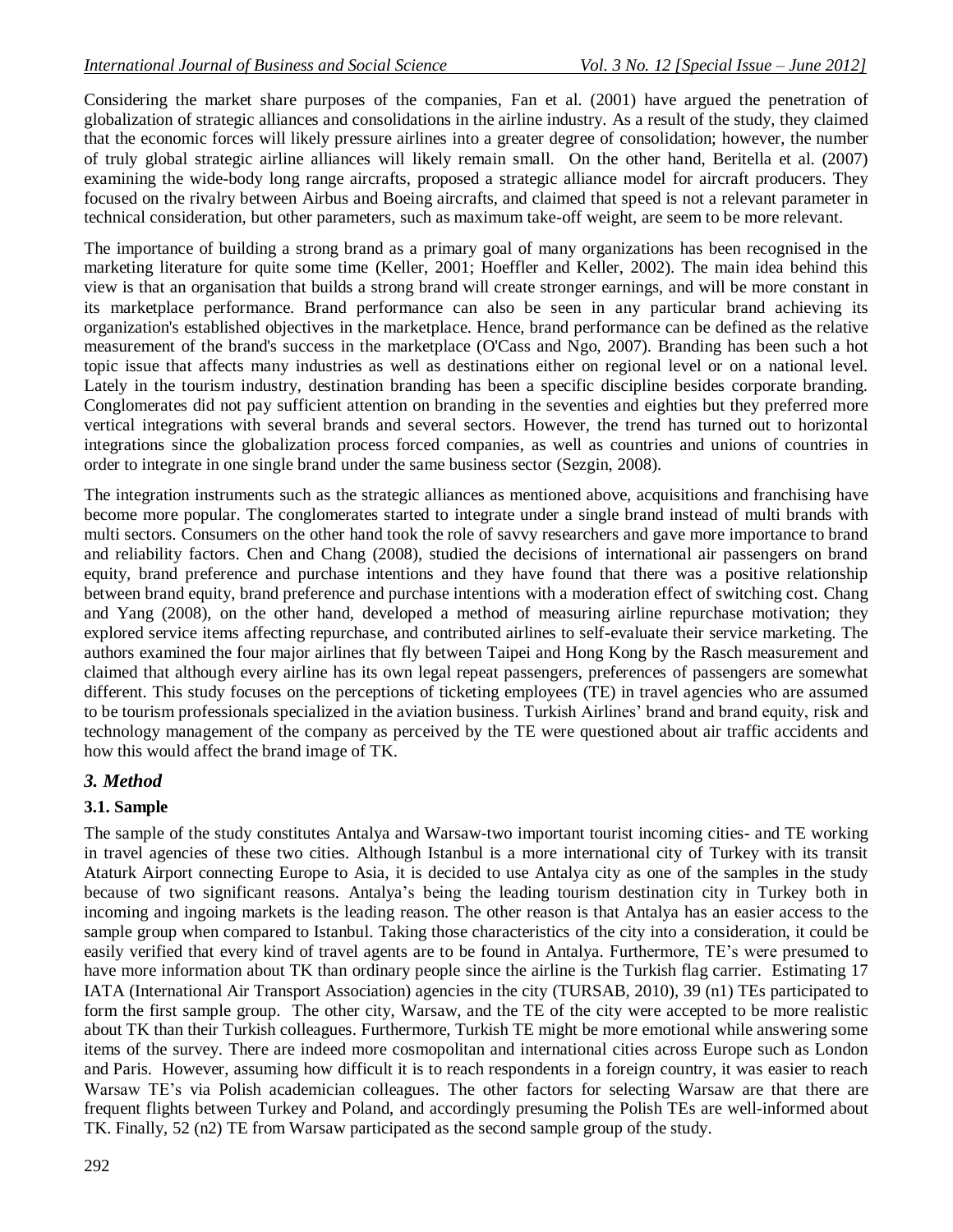Considering the market share purposes of the companies, Fan et al. (2001) have argued the penetration of globalization of strategic alliances and consolidations in the airline industry. As a result of the study, they claimed that the economic forces will likely pressure airlines into a greater degree of consolidation; however, the number of truly global strategic airline alliances will likely remain small. On the other hand, Beritella et al. (2007) examining the wide-body long range aircrafts, proposed a strategic alliance model for aircraft producers. They focused on the rivalry between Airbus and Boeing aircrafts, and claimed that speed is not a relevant parameter in technical consideration, but other parameters, such as maximum take-off weight, are seem to be more relevant.

The importance of building a strong brand as a primary goal of many organizations has been recognised in the marketing literature for quite some time (Keller, 2001; Hoeffler and Keller, 2002). The main idea behind this view is that an organisation that builds a strong brand will create stronger earnings, and will be more constant in its marketplace performance. Brand performance can also be seen in any particular brand achieving its organization's established objectives in the marketplace. Hence, brand performance can be defined as the relative measurement of the brand's success in the marketplace (O'Cass and Ngo, 2007). Branding has been such a hot topic issue that affects many industries as well as destinations either on regional level or on a national level. Lately in the tourism industry, destination branding has been a specific discipline besides corporate branding. Conglomerates did not pay sufficient attention on branding in the seventies and eighties but they preferred more vertical integrations with several brands and several sectors. However, the trend has turned out to horizontal integrations since the globalization process forced companies, as well as countries and unions of countries in order to integrate in one single brand under the same business sector (Sezgin, 2008).

The integration instruments such as the strategic alliances as mentioned above, acquisitions and franchising have become more popular. The conglomerates started to integrate under a single brand instead of multi brands with multi sectors. Consumers on the other hand took the role of savvy researchers and gave more importance to brand and reliability factors. Chen and Chang (2008), studied the decisions of international air passengers on brand equity, brand preference and purchase intentions and they have found that there was a positive relationship between brand equity, brand preference and purchase intentions with a moderation effect of switching cost. Chang and Yang (2008), on the other hand, developed a method of measuring airline repurchase motivation; they explored service items affecting repurchase, and contributed airlines to self-evaluate their service marketing. The authors examined the four major airlines that fly between Taipei and Hong Kong by the Rasch measurement and claimed that although every airline has its own legal repeat passengers, preferences of passengers are somewhat different. This study focuses on the perceptions of ticketing employees (TE) in travel agencies who are assumed to be tourism professionals specialized in the aviation business. Turkish Airlines' brand and brand equity, risk and technology management of the company as perceived by the TE were questioned about air traffic accidents and how this would affect the brand image of TK.

## *3. Method*

### 3.1. Sample

The sample of the study constitutes Antalya and Warsaw-two important tourist incoming cities- and TE working in travel agencies of these two cities. Although Istanbul is a more international city of Turkey with its transit Ataturk Airport connecting Europe to Asia, it is decided to use Antalya city as one of the samples in the study because of two significant reasons. Antalya's being the leading tourism destination city in Turkey both in incoming and ingoing markets is the leading reason. The other reason is that Antalya has an easier access to the sample group when compared to Istanbul. Taking those characteristics of the city into a consideration, it could be easily verified that every kind of travel agents are to be found in Antalya. Furthermore, TE's were presumed to have more information about TK than ordinary people since the airline is the Turkish flag carrier. Estimating 17 IATA (International Air Transport Association) agencies in the city (TURSAB, 2010), 39 ($n_1$) TEs participated to form the first sample group. The other city, Warsaw, and the TE of the city were accepted to be more realistic about TK than their Turkish colleagues. Furthermore, Turkish TE might be more emotional while answering some items of the survey. There are indeed more cosmopolitan and international cities across Europe such as London and Paris. However, assuming how difficult it is to reach respondents in a foreign country, it was easier to reach Warsaw TE's via Polish academician colleagues. The other factors for selecting Warsaw are that there are frequent flights between Turkey and Poland, and accordingly presuming the Polish TEs are well-informed about TK. Finally, 52 ($n_2$) TE from Warsaw participated as the second sample group of the study.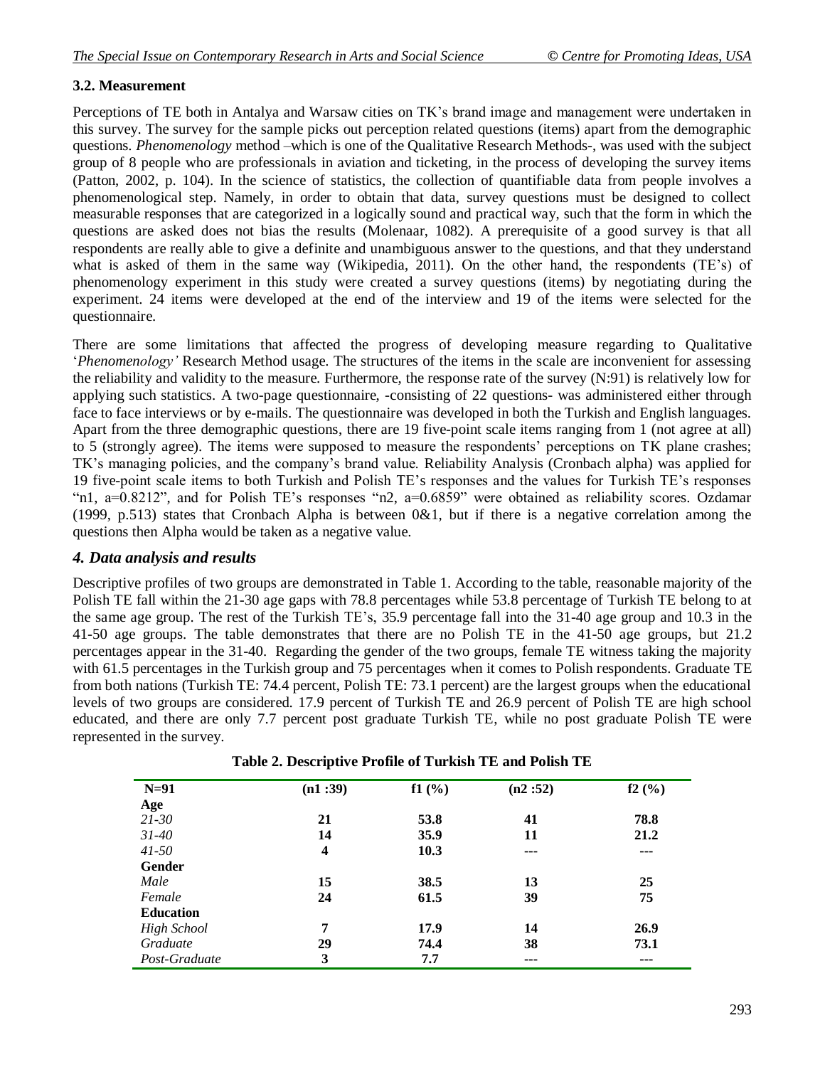### 3.2. Measurement

Perceptions of TE both in Antalya and Warsaw cities on TK's brand image and management were undertaken in this survey. The survey for the sample picks out perception related questions (items) apart from the demographic questions. *Phenomenology* method –which is one of the Qualitative Research Methods-, was used with the subject group of 8 people who are professionals in aviation and ticketing, in the process of developing the survey items (Patton, 2002, p. 104). In the science of statistics, the collection of quantifiable data from people involves a phenomenological step. Namely, in order to obtain that data, survey questions must be designed to collect measurable responses that are categorized in a logically sound and practical way, such that the form in which the questions are asked does not bias the results (Molenaar, 1082). A prerequisite of a good survey is that all respondents are really able to give a definite and unambiguous answer to the questions, and that they understand what is asked of them in the same way (Wikipedia, 2011). On the other hand, the respondents (TE's) of phenomenology experiment in this study were created a survey questions (items) by negotiating during the experiment. 24 items were developed at the end of the interview and 19 of the items were selected for the questionnaire.

There are some limitations that affected the progress of developing measure regarding to Qualitative '*Phenomenology'* Research Method usage. The structures of the items in the scale are inconvenient for assessing the reliability and validity to the measure. Furthermore, the response rate of the survey (N:91) is relatively low for applying such statistics. A two-page questionnaire, -consisting of 22 questions- was administered either through face to face interviews or by e-mails. The questionnaire was developed in both the Turkish and English languages. Apart from the three demographic questions, there are 19 five-point scale items ranging from 1 (not agree at all) to 5 (strongly agree). The items were supposed to measure the respondents' perceptions on TK plane crashes; TK's managing policies, and the company's brand value. Reliability Analysis (Cronbach alpha) was applied for 19 five-point scale items to both Turkish and Polish TE's responses and the values for Turkish TE's responses "n1, a=0.8212", and for Polish TE's responses "n2, a=0.6859" were obtained as reliability scores. Ozdamar (1999, p.513) states that Cronbach Alpha is between 0&1, but if there is a negative correlation among the questions then Alpha would be taken as a negative value.

## *4. Data analysis and results*

Descriptive profiles of two groups are demonstrated in Table 1. According to the table, reasonable majority of the Polish TE fall within the 21-30 age gaps with 78.8 percentages while 53.8 percentage of Turkish TE belong to at the same age group. The rest of the Turkish TE's, 35.9 percentage fall into the 31-40 age group and 10.3 in the 41-50 age groups. The table demonstrates that there are no Polish TE in the 41-50 age groups, but 21.2 percentages appear in the 31-40. Regarding the gender of the two groups, female TE witness taking the majority with 61.5 percentages in the Turkish group and 75 percentages when it comes to Polish respondents. Graduate TE from both nations (Turkish TE: 74.4 percent, Polish TE: 73.1 percent) are the largest groups when the educational levels of two groups are considered. 17.9 percent of Turkish TE and 26.9 percent of Polish TE are high school educated, and there are only 7.7 percent post graduate Turkish TE, while no post graduate Polish TE were represented in the survey.

**Table 2. Descriptive Profile of Turkish TE and Polish TE**

| N=91 | (n1 :39) | f1 (%) | (n2 :52) | f2 (%) |
|---|---|---|---|---|
| **Age** | | | | |
| *21-30* | 21 | 53.8 | 41 | 78.8 |
| *31-40* | 14 | 35.9 | 11 | 21.2 |
| *41-50* | 4 | 10.3 | --- | --- |
| **Gender** | | | | |
| *Male* | 15 | 38.5 | 13 | 25 |
| *Female* | 24 | 61.5 | 39 | 75 |
| **Education** | | | | |
| *High School* | 7 | 17.9 | 14 | 26.9 |
| *Graduate* | 29 | 74.4 | 38 | 73.1 |
| *Post-Graduate* | 3 | 7.7 | --- | --- |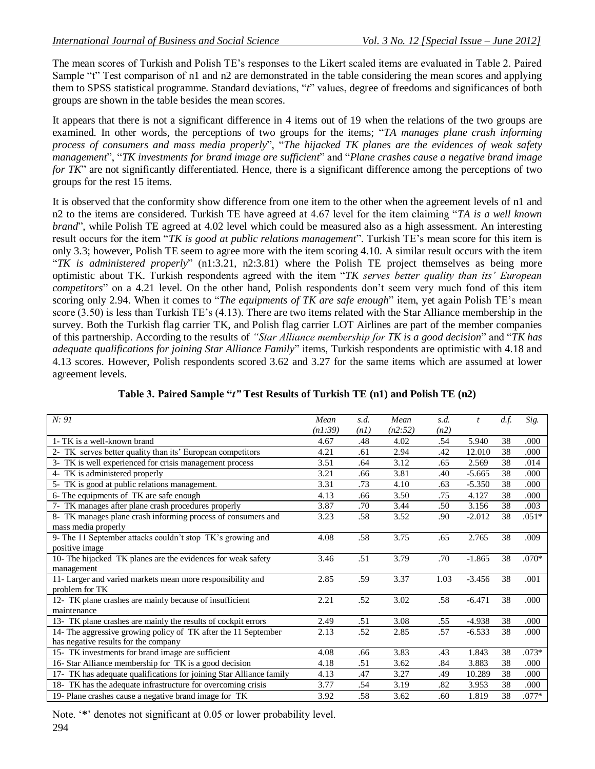The mean scores of Turkish and Polish TE's responses to the Likert scaled items are evaluated in Table 2. Paired Sample "t" Test comparison of n1 and n2 are demonstrated in the table considering the mean scores and applying them to SPSS statistical programme. Standard deviations, "*t*" values, degree of freedoms and significances of both groups are shown in the table besides the mean scores.

It appears that there is not a significant difference in 4 items out of 19 when the relations of the two groups are examined. In other words, the perceptions of two groups for the items; "*TA manages plane crash informing process of consumers and mass media properly*", "*The hijacked TK planes are the evidences of weak safety management*", "*TK investments for brand image are sufficient*" and "*Plane crashes cause a negative brand image for TK*" are not significantly differentiated. Hence, there is a significant difference among the perceptions of two groups for the rest 15 items.

It is observed that the conformity show difference from one item to the other when the agreement levels of n1 and n2 to the items are considered. Turkish TE have agreed at 4.67 level for the item claiming "*TA is a well known brand*", while Polish TE agreed at 4.02 level which could be measured also as a high assessment. An interesting result occurs for the item "*TK is good at public relations management*". Turkish TE's mean score for this item is only 3.3; however, Polish TE seem to agree more with the item scoring 4.10. A similar result occurs with the item "*TK is administered properly*" (n1:3.21, n2:3.81) where the Polish TE project themselves as being more optimistic about TK. Turkish respondents agreed with the item "*TK serves better quality than its' European competitors*" on a 4.21 level. On the other hand, Polish respondents don't seem very much fond of this item scoring only 2.94. When it comes to "*The equipments of TK are safe enough*" item, yet again Polish TE's mean score (3.50) is less than Turkish TE's (4.13). There are two items related with the Star Alliance membership in the survey. Both the Turkish flag carrier TK, and Polish flag carrier LOT Airlines are part of the member companies of this partnership. According to the results of *"Star Alliance membership for TK is a good decision*" and "*TK has adequate qualifications for joining Star Alliance Family*" items, Turkish respondents are optimistic with 4.18 and 4.13 scores. However, Polish respondents scored 3.62 and 3.27 for the same items which are assumed at lower agreement levels.

**Table 3. Paired Sample "*t"* Test Results of Turkish TE (n1) and Polish TE (n2)**

| *N: 91* | *Mean (n1:39)* | *s.d. (n1)* | *Mean (n2:52)* | *s.d. (n2)* | *t* | *d.f.* | *Sig.* |
|---|---|---|---|---|---|---|---|
| 1- TK is a well-known brand | 4.67 | .48 | 4.02 | .54 | 5.940 | 38 | .000 |
| 2- TK serves better quality than its' European competitors | 4.21 | .61 | 2.94 | .42 | 12.010 | 38 | .000 |
| 3- TK is well experienced for crisis management process | 3.51 | .64 | 3.12 | .65 | 2.569 | 38 | .014 |
| 4- TK is administered properly | 3.21 | .66 | 3.81 | .40 | -5.665 | 38 | .000 |
| 5- TK is good at public relations management. | 3.31 | .73 | 4.10 | .63 | -5.350 | 38 | .000 |
| 6- The equipments of TK are safe enough | 4.13 | .66 | 3.50 | .75 | 4.127 | 38 | .000 |
| 7- TK manages after plane crash procedures properly | 3.87 | .70 | 3.44 | .50 | 3.156 | 38 | .003 |
| 8- TK manages plane crash informing process of consumers and mass media properly | 3.23 | .58 | 3.52 | .90 | -2.012 | 38 | .051* |
| 9- The 11 September attacks couldn't stop TK's growing and positive image | 4.08 | .58 | 3.75 | .65 | 2.765 | 38 | .009 |
| 10- The hijacked TK planes are the evidences for weak safety management | 3.46 | .51 | 3.79 | .70 | -1.865 | 38 | .070* |
| 11- Larger and varied markets mean more responsibility and problem for TK | 2.85 | .59 | 3.37 | 1.03 | -3.456 | 38 | .001 |
| 12- TK plane crashes are mainly because of insufficient maintenance | 2.21 | .52 | 3.02 | .58 | -6.471 | 38 | .000 |
| 13- TK plane crashes are mainly the results of cockpit errors | 2.49 | .51 | 3.08 | .55 | -4.938 | 38 | .000 |
| 14- The aggressive growing policy of TK after the 11 September has negative results for the company | 2.13 | .52 | 2.85 | .57 | -6.533 | 38 | .000 |
| 15- TK investments for brand image are sufficient | 4.08 | .66 | 3.83 | .43 | 1.843 | 38 | .073* |
| 16- Star Alliance membership for TK is a good decision | 4.18 | .51 | 3.62 | .84 | 3.883 | 38 | .000 |
| 17- TK has adequate qualifications for joining Star Alliance family | 4.13 | .47 | 3.27 | .49 | 10.289 | 38 | .000 |
| 18- TK has the adequate infrastructure for overcoming crisis | 3.77 | .54 | 3.19 | .82 | 3.953 | 38 | .000 |
| 19- Plane crashes cause a negative brand image for TK | 3.92 | .58 | 3.62 | .60 | 1.819 | 38 | .077* |

Note. '**\***' denotes not significant at 0.05 or lower probability level.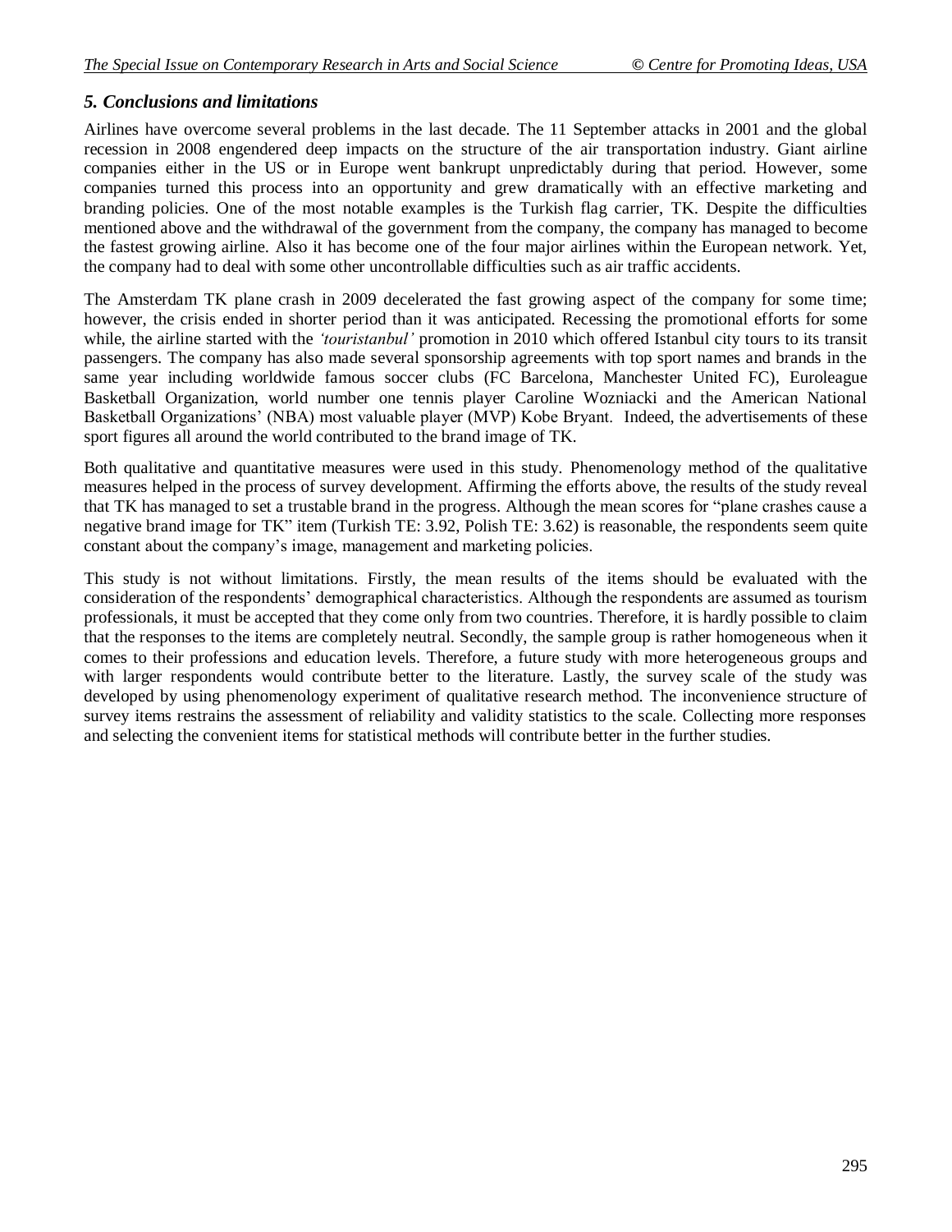### *5. Conclusions and limitations*

Airlines have overcome several problems in the last decade. The 11 September attacks in 2001 and the global recession in 2008 engendered deep impacts on the structure of the air transportation industry. Giant airline companies either in the US or in Europe went bankrupt unpredictably during that period. However, some companies turned this process into an opportunity and grew dramatically with an effective marketing and branding policies. One of the most notable examples is the Turkish flag carrier, TK. Despite the difficulties mentioned above and the withdrawal of the government from the company, the company has managed to become the fastest growing airline. Also it has become one of the four major airlines within the European network. Yet, the company had to deal with some other uncontrollable difficulties such as air traffic accidents.

The Amsterdam TK plane crash in 2009 decelerated the fast growing aspect of the company for some time; however, the crisis ended in shorter period than it was anticipated. Recessing the promotional efforts for some while, the airline started with the *'touristanbul'* promotion in 2010 which offered Istanbul city tours to its transit passengers. The company has also made several sponsorship agreements with top sport names and brands in the same year including worldwide famous soccer clubs (FC Barcelona, Manchester United FC), Euroleague Basketball Organization, world number one tennis player Caroline Wozniacki and the American National Basketball Organizations' (NBA) most valuable player (MVP) Kobe Bryant. Indeed, the advertisements of these sport figures all around the world contributed to the brand image of TK.

Both qualitative and quantitative measures were used in this study. Phenomenology method of the qualitative measures helped in the process of survey development. Affirming the efforts above, the results of the study reveal that TK has managed to set a trustable brand in the progress. Although the mean scores for "plane crashes cause a negative brand image for TK" item (Turkish TE: 3.92, Polish TE: 3.62) is reasonable, the respondents seem quite constant about the company's image, management and marketing policies.

This study is not without limitations. Firstly, the mean results of the items should be evaluated with the consideration of the respondents' demographical characteristics. Although the respondents are assumed as tourism professionals, it must be accepted that they come only from two countries. Therefore, it is hardly possible to claim that the responses to the items are completely neutral. Secondly, the sample group is rather homogeneous when it comes to their professions and education levels. Therefore, a future study with more heterogeneous groups and with larger respondents would contribute better to the literature. Lastly, the survey scale of the study was developed by using phenomenology experiment of qualitative research method. The inconvenience structure of survey items restrains the assessment of reliability and validity statistics to the scale. Collecting more responses and selecting the convenient items for statistical methods will contribute better in the further studies.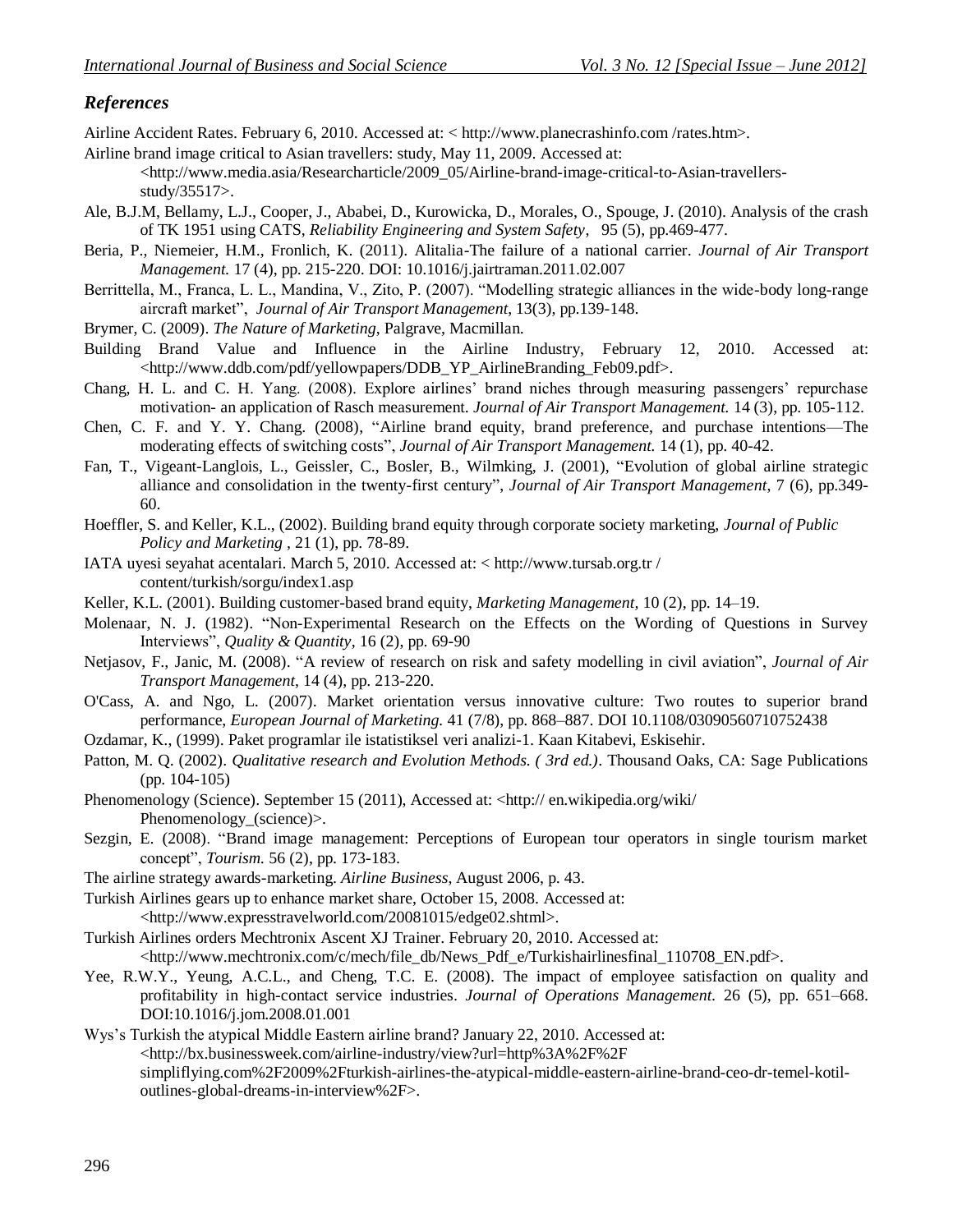## *References*

Airline Accident Rates. February 6, 2010. Accessed at: < http://www.planecrashinfo.com /rates.htm>.

Airline brand image critical to Asian travellers: study, May 11, 2009. Accessed at: <http://www.media.asia/Researcharticle/2009_05/Airline-brand-image-critical-to-Asian-travellers-study/35517>.

Ale, B.J.M, Bellamy, L.J., Cooper, J., Ababei, D., Kurowicka, D., Morales, O., Spouge, J. (2010). Analysis of the crash of TK 1951 using CATS, *Reliability Engineering and System Safety*, 95 (5), pp.469-477.

Beria, P., Niemeier, H.M., Fronlich, K. (2011). Alitalia-The failure of a national carrier. *Journal of Air Transport Management.* 17 (4), pp. 215-220. DOI: 10.1016/j.jairtraman.2011.02.007

Berrittella, M., Franca, L. L., Mandina, V., Zito, P. (2007). "Modelling strategic alliances in the wide-body long-range aircraft market", *Journal of Air Transport Management*, 13(3), pp.139-148.

Brymer, C. (2009). *The Nature of Marketing*, Palgrave, Macmillan.

Building Brand Value and Influence in the Airline Industry, February 12, 2010. Accessed at: <http://www.ddb.com/pdf/yellowpapers/DDB_YP_AirlineBranding_Feb09.pdf>.

Chang, H. L. and C. H. Yang. (2008). Explore airlines' brand niches through measuring passengers' repurchase motivation- an application of Rasch measurement. *Journal of Air Transport Management.* 14 (3), pp. 105-112.

Chen, C. F. and Y. Y. Chang. (2008), "Airline brand equity, brand preference, and purchase intentions—The moderating effects of switching costs", *Journal of Air Transport Management.* 14 (1), pp. 40-42.

Fan, T., Vigeant-Langlois, L., Geissler, C., Bosler, B., Wilmking, J. (2001), "Evolution of global airline strategic alliance and consolidation in the twenty-first century", *Journal of Air Transport Management*, 7 (6), pp.349-60.

Hoeffler, S. and Keller, K.L., (2002). Building brand equity through corporate society marketing, *Journal of Public Policy and Marketing* , 21 (1), pp. 78-89.

IATA uyesi seyahat acentalari. March 5, 2010. Accessed at: < http://www.tursab.org.tr / content/turkish/sorgu/index1.asp

Keller, K.L. (2001). Building customer-based brand equity, *Marketing Management,* 10 (2), pp. 14–19.

Molenaar, N. J. (1982). "Non-Experimental Research on the Effects on the Wording of Questions in Survey Interviews", *Quality & Quantity*, 16 (2), pp. 69-90

Netjasov, F., Janic, M. (2008). "A review of research on risk and safety modelling in civil aviation", *Journal of Air Transport Management*, 14 (4), pp. 213-220.

O'Cass, A. and Ngo, L. (2007). Market orientation versus innovative culture: Two routes to superior brand performance, *European Journal of Marketing.* 41 (7/8), pp. 868–887. DOI 10.1108/03090560710752438

Ozdamar, K., (1999). Paket programlar ile istatistiksel veri analizi-1. Kaan Kitabevi, Eskisehir.

Patton, M. Q. (2002). *Qualitative research and Evolution Methods. ( 3rd ed.)*. Thousand Oaks, CA: Sage Publications (pp. 104-105)

Phenomenology (Science). September 15 (2011), Accessed at: <http:// en.wikipedia.org/wiki/ Phenomenology_(science)>.

Sezgin, E. (2008). "Brand image management: Perceptions of European tour operators in single tourism market concept", *Tourism.* 56 (2), pp. 173-183.

The airline strategy awards-marketing. *Airline Business*, August 2006, p. 43.

Turkish Airlines gears up to enhance market share, October 15, 2008. Accessed at: <http://www.expresstravelworld.com/20081015/edge02.shtml>.

Turkish Airlines orders Mechtronix Ascent XJ Trainer. February 20, 2010. Accessed at: <http://www.mechtronix.com/c/mech/file_db/News_Pdf_e/Turkishairlinesfinal_110708_EN.pdf>.

Yee, R.W.Y., Yeung, A.C.L., and Cheng, T.C. E. (2008). The impact of employee satisfaction on quality and profitability in high-contact service industries. *Journal of Operations Management.* 26 (5), pp. 651–668. DOI:10.1016/j.jom.2008.01.001

Wys's Turkish the atypical Middle Eastern airline brand? January 22, 2010. Accessed at: <http://bx.businessweek.com/airline-industry/view?url=http%3A%2F%2F simpliflying.com%2F2009%2Fturkish-airlines-the-atypical-middle-eastern-airline-brand-ceo-dr-temel-kotil-outlines-global-dreams-in-interview%2F>.